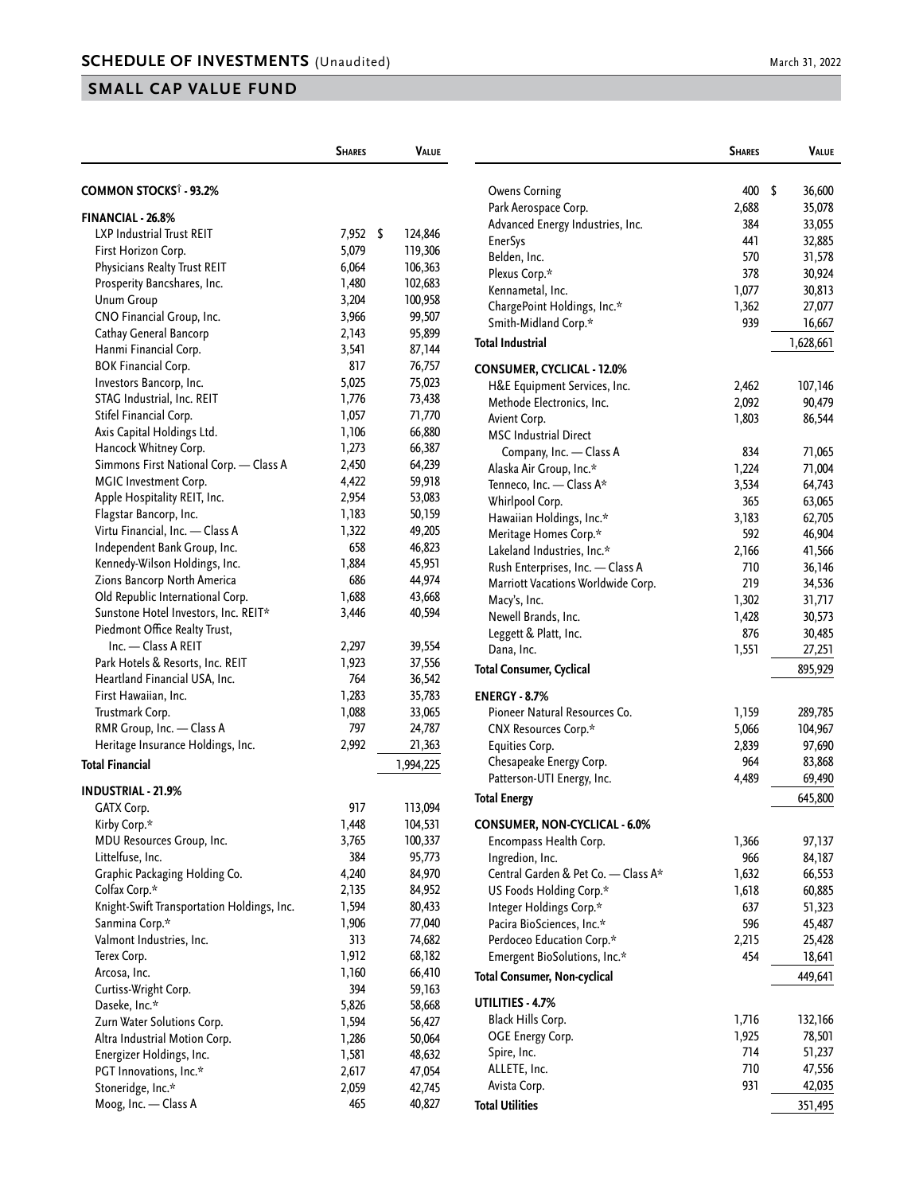# SCHEDULE OF INVESTMENTS (Unaudited)

March 31, 2022

## SMALL CAP VALUE FUND

| | Shares | Value |
|---|---|---|
| **COMMON STOCKS† - 93.2%** | | |
| **FINANCIAL - 26.8%** | | |
| LXP Industrial Trust REIT | 7,952 | $ 124,846 |
| First Horizon Corp. | 5,079 | 119,306 |
| Physicians Realty Trust REIT | 6,064 | 106,363 |
| Prosperity Bancshares, Inc. | 1,480 | 102,683 |
| Unum Group | 3,204 | 100,958 |
| CNO Financial Group, Inc. | 3,966 | 99,507 |
| Cathay General Bancorp | 2,143 | 95,899 |
| Hanmi Financial Corp. | 3,541 | 87,144 |
| BOK Financial Corp. | 817 | 76,757 |
| Investors Bancorp, Inc. | 5,025 | 75,023 |
| STAG Industrial, Inc. REIT | 1,776 | 73,438 |
| Stifel Financial Corp. | 1,057 | 71,770 |
| Axis Capital Holdings Ltd. | 1,106 | 66,880 |
| Hancock Whitney Corp. | 1,273 | 66,387 |
| Simmons First National Corp. — Class A | 2,450 | 64,239 |
| MGIC Investment Corp. | 4,422 | 59,918 |
| Apple Hospitality REIT, Inc. | 2,954 | 53,083 |
| Flagstar Bancorp, Inc. | 1,183 | 50,159 |
| Virtu Financial, Inc. — Class A | 1,322 | 49,205 |
| Independent Bank Group, Inc. | 658 | 46,823 |
| Kennedy-Wilson Holdings, Inc. | 1,884 | 45,951 |
| Zions Bancorp North America | 686 | 44,974 |
| Old Republic International Corp. | 1,688 | 43,668 |
| Sunstone Hotel Investors, Inc. REIT* | 3,446 | 40,594 |
| Piedmont Office Realty Trust, Inc. — Class A REIT | 2,297 | 39,554 |
| Park Hotels & Resorts, Inc. REIT | 1,923 | 37,556 |
| Heartland Financial USA, Inc. | 764 | 36,542 |
| First Hawaiian, Inc. | 1,283 | 35,783 |
| Trustmark Corp. | 1,088 | 33,065 |
| RMR Group, Inc. — Class A | 797 | 24,787 |
| Heritage Insurance Holdings, Inc. | 2,992 | 21,363 |
| **Total Financial** | | 1,994,225 |
| **INDUSTRIAL - 21.9%** | | |
| GATX Corp. | 917 | 113,094 |
| Kirby Corp.* | 1,448 | 104,531 |
| MDU Resources Group, Inc. | 3,765 | 100,337 |
| Littelfuse, Inc. | 384 | 95,773 |
| Graphic Packaging Holding Co. | 4,240 | 84,970 |
| Colfax Corp.* | 2,135 | 84,952 |
| Knight-Swift Transportation Holdings, Inc. | 1,594 | 80,433 |
| Sanmina Corp.* | 1,906 | 77,040 |
| Valmont Industries, Inc. | 313 | 74,682 |
| Terex Corp. | 1,912 | 68,182 |
| Arcosa, Inc. | 1,160 | 66,410 |
| Curtiss-Wright Corp. | 394 | 59,163 |
| Daseke, Inc.* | 5,826 | 58,668 |
| Zurn Water Solutions Corp. | 1,594 | 56,427 |
| Altra Industrial Motion Corp. | 1,286 | 50,064 |
| Energizer Holdings, Inc. | 1,581 | 48,632 |
| PGT Innovations, Inc.* | 2,617 | 47,054 |
| Stoneridge, Inc.* | 2,059 | 42,745 |
| Moog, Inc. — Class A | 465 | 40,827 |
| Owens Corning | 400 | $ 36,600 |
| Park Aerospace Corp. | 2,688 | 35,078 |
| Advanced Energy Industries, Inc. | 384 | 33,055 |
| EnerSys | 441 | 32,885 |
| Belden, Inc. | 570 | 31,578 |
| Plexus Corp.* | 378 | 30,924 |
| Kennametal, Inc. | 1,077 | 30,813 |
| ChargePoint Holdings, Inc.* | 1,362 | 27,077 |
| Smith-Midland Corp.* | 939 | 16,667 |
| **Total Industrial** | | 1,628,661 |
| **CONSUMER, CYCLICAL - 12.0%** | | |
| H&E Equipment Services, Inc. | 2,462 | 107,146 |
| Methode Electronics, Inc. | 2,092 | 90,479 |
| Avient Corp. | 1,803 | 86,544 |
| MSC Industrial Direct Company, Inc. — Class A | 834 | 71,065 |
| Alaska Air Group, Inc.* | 1,224 | 71,004 |
| Tenneco, Inc. — Class A* | 3,534 | 64,743 |
| Whirlpool Corp. | 365 | 63,065 |
| Hawaiian Holdings, Inc.* | 3,183 | 62,705 |
| Meritage Homes Corp.* | 592 | 46,904 |
| Lakeland Industries, Inc.* | 2,166 | 41,566 |
| Rush Enterprises, Inc. — Class A | 710 | 36,146 |
| Marriott Vacations Worldwide Corp. | 219 | 34,536 |
| Macy's, Inc. | 1,302 | 31,717 |
| Newell Brands, Inc. | 1,428 | 30,573 |
| Leggett & Platt, Inc. | 876 | 30,485 |
| Dana, Inc. | 1,551 | 27,251 |
| **Total Consumer, Cyclical** | | 895,929 |
| **ENERGY - 8.7%** | | |
| Pioneer Natural Resources Co. | 1,159 | 289,785 |
| CNX Resources Corp.* | 5,066 | 104,967 |
| Equities Corp. | 2,839 | 97,690 |
| Chesapeake Energy Corp. | 964 | 83,868 |
| Patterson-UTI Energy, Inc. | 4,489 | 69,490 |
| **Total Energy** | | 645,800 |
| **CONSUMER, NON-CYCLICAL - 6.0%** | | |
| Encompass Health Corp. | 1,366 | 97,137 |
| Ingredion, Inc. | 966 | 84,187 |
| Central Garden & Pet Co. — Class A* | 1,632 | 66,553 |
| US Foods Holding Corp.* | 1,618 | 60,885 |
| Integer Holdings Corp.* | 637 | 51,323 |
| Pacira BioSciences, Inc.* | 596 | 45,487 |
| Perdoceo Education Corp.* | 2,215 | 25,428 |
| Emergent BioSolutions, Inc.* | 454 | 18,641 |
| **Total Consumer, Non-cyclical** | | 449,641 |
| **UTILITIES - 4.7%** | | |
| Black Hills Corp. | 1,716 | 132,166 |
| OGE Energy Corp. | 1,925 | 78,501 |
| Spire, Inc. | 714 | 51,237 |
| ALLETE, Inc. | 710 | 47,556 |
| Avista Corp. | 931 | 42,035 |
| **Total Utilities** | | 351,495 |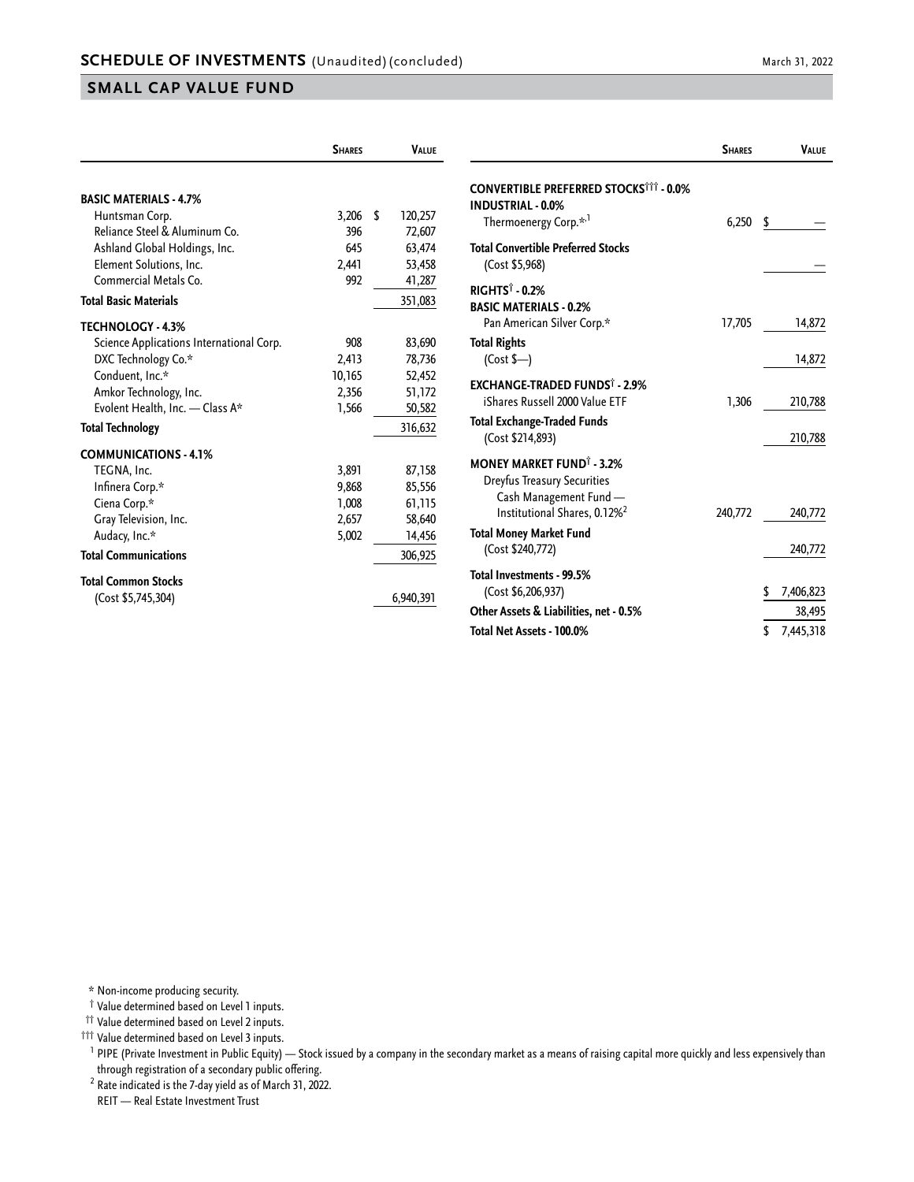## SCHEDULE OF INVESTMENTS (Unaudited) (concluded)

March 31, 2022

## SMALL CAP VALUE FUND

| | Shares | Value |
|---|---|---|
| **BASIC MATERIALS - 4.7%** | | |
| Huntsman Corp. | 3,206 | $ 120,257 |
| Reliance Steel & Aluminum Co. | 396 | 72,607 |
| Ashland Global Holdings, Inc. | 645 | 63,474 |
| Element Solutions, Inc. | 2,441 | 53,458 |
| Commercial Metals Co. | 992 | 41,287 |
| **Total Basic Materials** | | 351,083 |
| **TECHNOLOGY - 4.3%** | | |
| Science Applications International Corp. | 908 | 83,690 |
| DXC Technology Co.* | 2,413 | 78,736 |
| Conduent, Inc.* | 10,165 | 52,452 |
| Amkor Technology, Inc. | 2,356 | 51,172 |
| Evolent Health, Inc. — Class A* | 1,566 | 50,582 |
| **Total Technology** | | 316,632 |
| **COMMUNICATIONS - 4.1%** | | |
| TEGNA, Inc. | 3,891 | 87,158 |
| Infinera Corp.* | 9,868 | 85,556 |
| Ciena Corp.* | 1,008 | 61,115 |
| Gray Television, Inc. | 2,657 | 58,640 |
| Audacy, Inc.* | 5,002 | 14,456 |
| **Total Communications** | | 306,925 |
| **Total Common Stocks** | | |
| (Cost $5,745,304) | | 6,940,391 |

| | Shares | Value |
|---|---|---|
| **CONVERTIBLE PREFERRED STOCKS††† - 0.0%** | | |
| **INDUSTRIAL - 0.0%** | | |
| Thermoenergy Corp.*,[1] | 6,250 | $ — |
| **Total Convertible Preferred Stocks** | | |
| (Cost $5,968) | | — |
| **RIGHTS† - 0.2%** | | |
| **BASIC MATERIALS - 0.2%** | | |
| Pan American Silver Corp.* | 17,705 | 14,872 |
| **Total Rights** | | |
| (Cost $—) | | 14,872 |
| **EXCHANGE-TRADED FUNDS† - 2.9%** | | |
| iShares Russell 2000 Value ETF | 1,306 | 210,788 |
| **Total Exchange-Traded Funds** | | |
| (Cost $214,893) | | 210,788 |
| **MONEY MARKET FUND† - 3.2%** | | |
| Dreyfus Treasury Securities Cash Management Fund — Institutional Shares, 0.12%[2] | 240,772 | 240,772 |
| **Total Money Market Fund** | | |
| (Cost $240,772) | | 240,772 |
| **Total Investments - 99.5%** | | |
| (Cost $6,206,937) | | $ 7,406,823 |
| **Other Assets & Liabilities, net - 0.5%** | | 38,495 |
| **Total Net Assets - 100.0%** | | $ 7,445,318 |

\* Non-income producing security.

† Value determined based on Level 1 inputs.

†† Value determined based on Level 2 inputs.

††† Value determined based on Level 3 inputs.

[1] PIPE (Private Investment in Public Equity) — Stock issued by a company in the secondary market as a means of raising capital more quickly and less expensively than through registration of a secondary public offering.

[2] Rate indicated is the 7-day yield as of March 31, 2022.

REIT — Real Estate Investment Trust